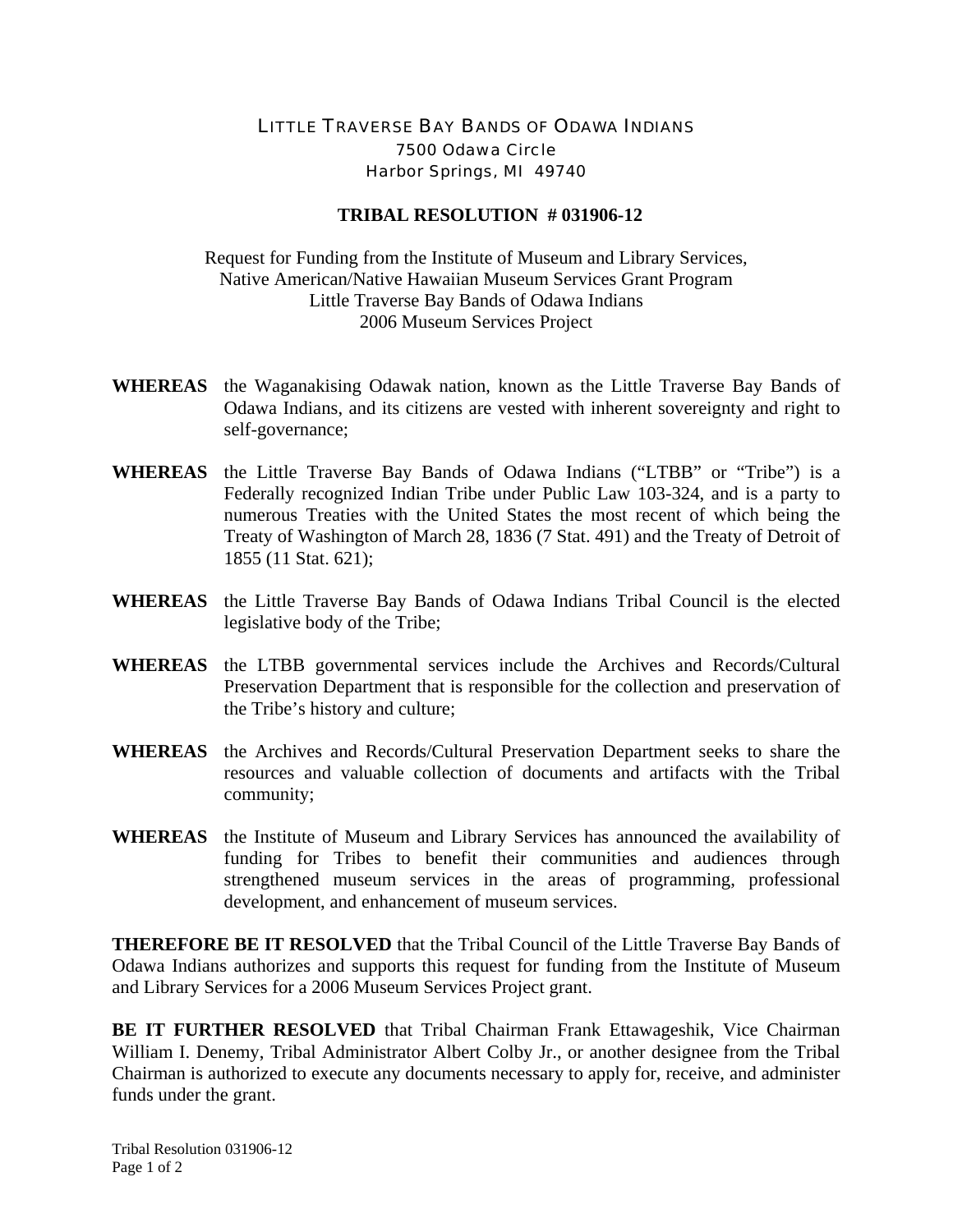LITTLE TRAVERSE BAY BANDS OF ODAWA INDIANS
7500 Odawa Circle
Harbor Springs, MI 49740

# TRIBAL RESOLUTION # 031906-12

Request for Funding from the Institute of Museum and Library Services,
Native American/Native Hawaiian Museum Services Grant Program
Little Traverse Bay Bands of Odawa Indians
2006 Museum Services Project

**WHEREAS** the Waganakising Odawak nation, known as the Little Traverse Bay Bands of Odawa Indians, and its citizens are vested with inherent sovereignty and right to self-governance;

**WHEREAS** the Little Traverse Bay Bands of Odawa Indians ("LTBB" or "Tribe") is a Federally recognized Indian Tribe under Public Law 103-324, and is a party to numerous Treaties with the United States the most recent of which being the Treaty of Washington of March 28, 1836 (7 Stat. 491) and the Treaty of Detroit of 1855 (11 Stat. 621);

**WHEREAS** the Little Traverse Bay Bands of Odawa Indians Tribal Council is the elected legislative body of the Tribe;

**WHEREAS** the LTBB governmental services include the Archives and Records/Cultural Preservation Department that is responsible for the collection and preservation of the Tribe's history and culture;

**WHEREAS** the Archives and Records/Cultural Preservation Department seeks to share the resources and valuable collection of documents and artifacts with the Tribal community;

**WHEREAS** the Institute of Museum and Library Services has announced the availability of funding for Tribes to benefit their communities and audiences through strengthened museum services in the areas of programming, professional development, and enhancement of museum services.

**THEREFORE BE IT RESOLVED** that the Tribal Council of the Little Traverse Bay Bands of Odawa Indians authorizes and supports this request for funding from the Institute of Museum and Library Services for a 2006 Museum Services Project grant.

**BE IT FURTHER RESOLVED** that Tribal Chairman Frank Ettawageshik, Vice Chairman William I. Denemy, Tribal Administrator Albert Colby Jr., or another designee from the Tribal Chairman is authorized to execute any documents necessary to apply for, receive, and administer funds under the grant.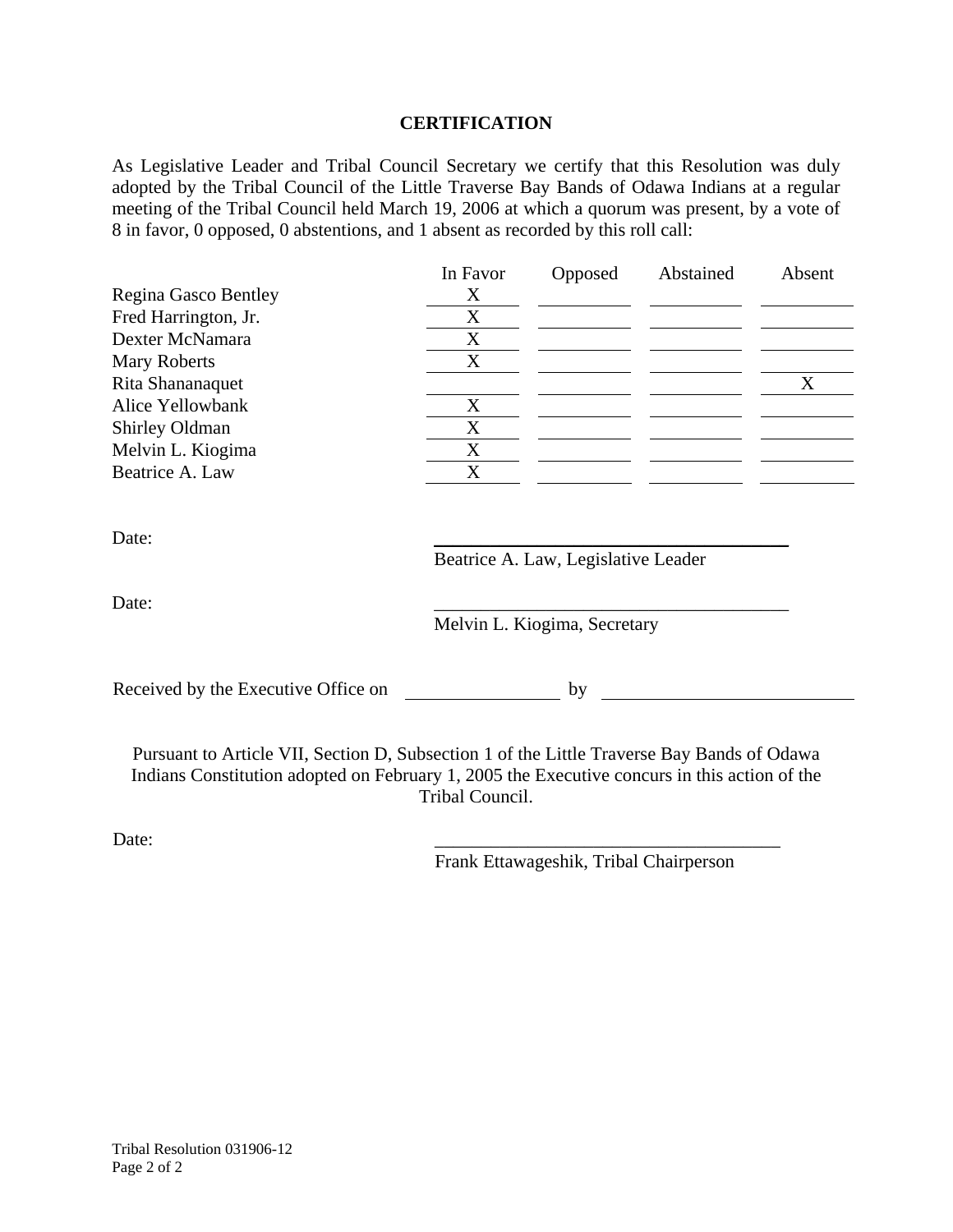**CERTIFICATION**

As Legislative Leader and Tribal Council Secretary we certify that this Resolution was duly adopted by the Tribal Council of the Little Traverse Bay Bands of Odawa Indians at a regular meeting of the Tribal Council held March 19, 2006 at which a quorum was present, by a vote of 8 in favor, 0 opposed, 0 abstentions, and 1 absent as recorded by this roll call:

| | In Favor | Opposed | Abstained | Absent |
|---|---|---|---|---|
| Regina Gasco Bentley | X | | | |
| Fred Harrington, Jr. | X | | | |
| Dexter McNamara | X | | | |
| Mary Roberts | X | | | |
| Rita Shananaquet | | | | X |
| Alice Yellowbank | X | | | |
| Shirley Oldman | X | | | |
| Melvin L. Kiogima | X | | | |
| Beatrice A. Law | X | | | |

Date: ______________________________________
Beatrice A. Law, Legislative Leader

Date: ______________________________________
Melvin L. Kiogima, Secretary

Received by the Executive Office on ________________ by ___________________________

Pursuant to Article VII, Section D, Subsection 1 of the Little Traverse Bay Bands of Odawa Indians Constitution adopted on February 1, 2005 the Executive concurs in this action of the Tribal Council.

Date: ______________________________________
Frank Ettawageshik, Tribal Chairperson

Tribal Resolution 031906-12